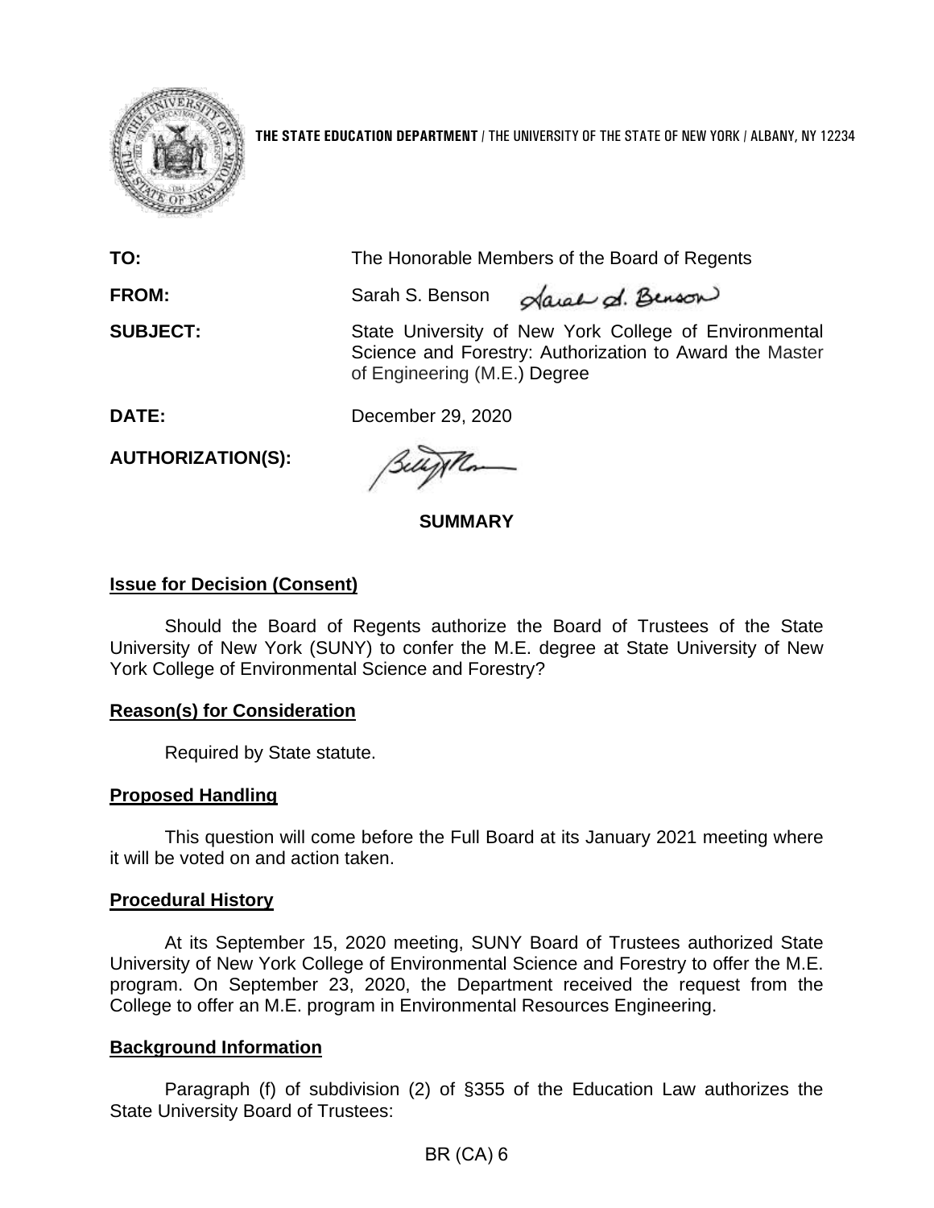**THE STATE EDUCATION DEPARTMENT** / THE UNIVERSITY OF THE STATE OF NEW YORK / ALBANY, NY 12234

**TO:** The Honorable Members of the Board of Regents

**FROM:** Sarah S. Benson

**SUBJECT:** State University of New York College of Environmental Science and Forestry: Authorization to Award the Master of Engineering (M.E.) Degree

**DATE:** December 29, 2020

**AUTHORIZATION(S):**

## SUMMARY

### Issue for Decision (Consent)

Should the Board of Regents authorize the Board of Trustees of the State University of New York (SUNY) to confer the M.E. degree at State University of New York College of Environmental Science and Forestry?

### Reason(s) for Consideration

Required by State statute.

### Proposed Handling

This question will come before the Full Board at its January 2021 meeting where it will be voted on and action taken.

### Procedural History

At its September 15, 2020 meeting, SUNY Board of Trustees authorized State University of New York College of Environmental Science and Forestry to offer the M.E. program. On September 23, 2020, the Department received the request from the College to offer an M.E. program in Environmental Resources Engineering.

### Background Information

Paragraph (f) of subdivision (2) of §355 of the Education Law authorizes the State University Board of Trustees:

BR (CA) 6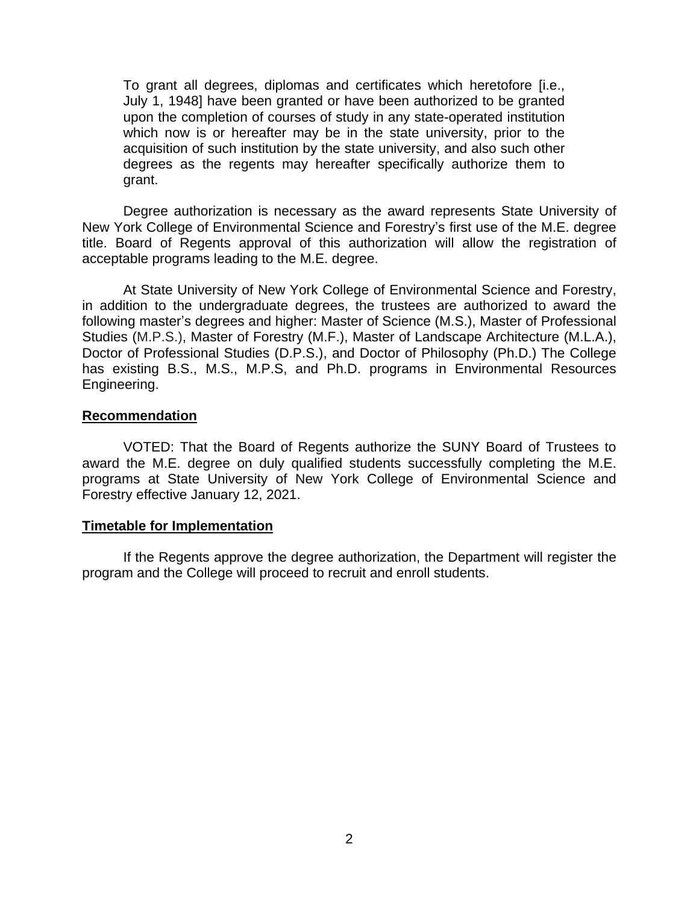> To grant all degrees, diplomas and certificates which heretofore [i.e., July 1, 1948] have been granted or have been authorized to be granted upon the completion of courses of study in any state-operated institution which now is or hereafter may be in the state university, prior to the acquisition of such institution by the state university, and also such other degrees as the regents may hereafter specifically authorize them to grant.

Degree authorization is necessary as the award represents State University of New York College of Environmental Science and Forestry's first use of the M.E. degree title. Board of Regents approval of this authorization will allow the registration of acceptable programs leading to the M.E. degree.

At State University of New York College of Environmental Science and Forestry, in addition to the undergraduate degrees, the trustees are authorized to award the following master's degrees and higher: Master of Science (M.S.), Master of Professional Studies (M.P.S.), Master of Forestry (M.F.), Master of Landscape Architecture (M.L.A.), Doctor of Professional Studies (D.P.S.), and Doctor of Philosophy (Ph.D.) The College has existing B.S., M.S., M.P.S, and Ph.D. programs in Environmental Resources Engineering.

**Recommendation**

VOTED: That the Board of Regents authorize the SUNY Board of Trustees to award the M.E. degree on duly qualified students successfully completing the M.E. programs at State University of New York College of Environmental Science and Forestry effective January 12, 2021.

**Timetable for Implementation**

If the Regents approve the degree authorization, the Department will register the program and the College will proceed to recruit and enroll students.